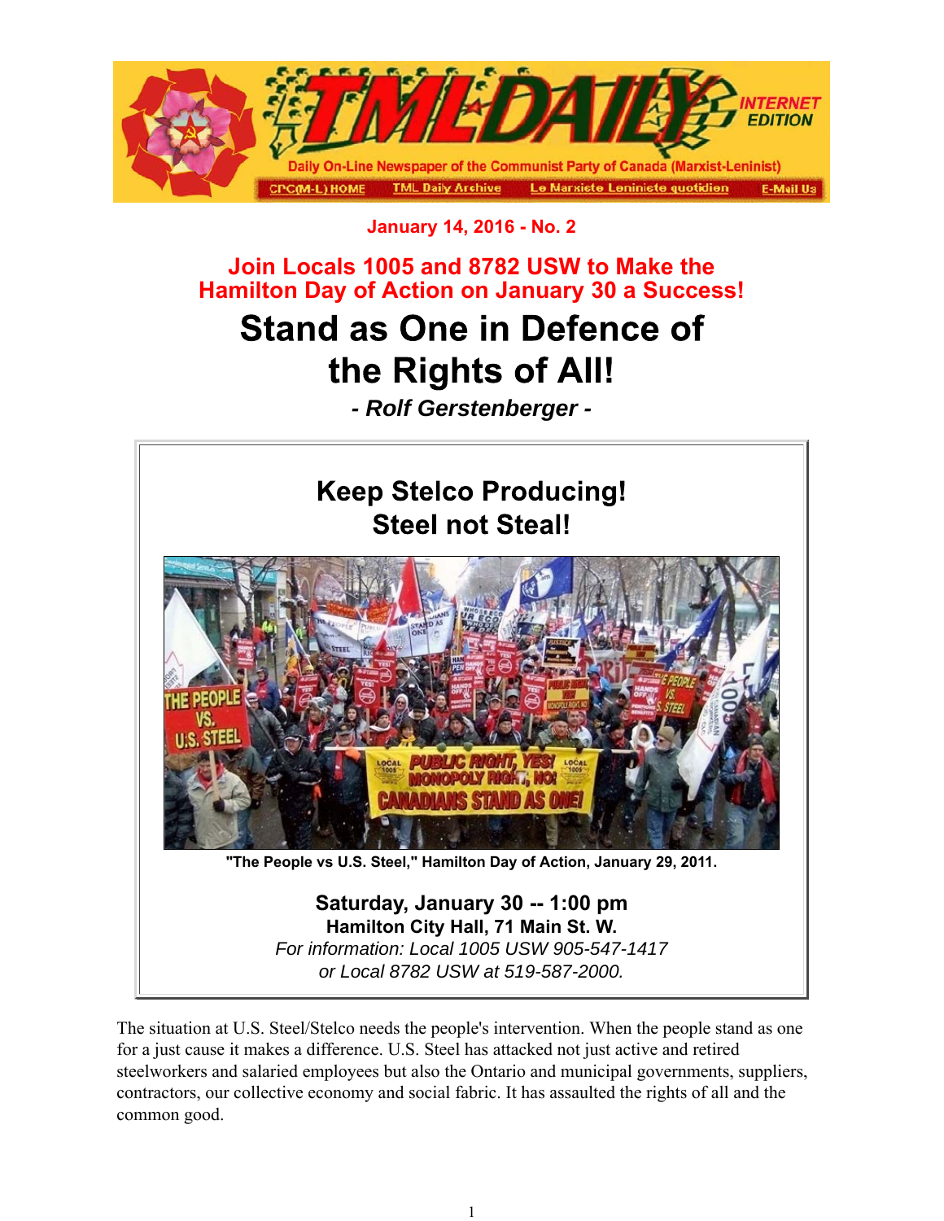January 14, 2016 - No. 2

## Join Locals 1005 and 8782 USW to Make the Hamilton Day of Action on January 30 a Success!

# Stand as One in Defence of the Rights of All!

***- Rolf Gerstenberger -***

### Keep Stelco Producing!
### Steel not Steal!

**"The People vs U.S. Steel," Hamilton Day of Action, January 29, 2011.**

**Saturday, January 30 -- 1:00 pm**
**Hamilton City Hall, 71 Main St. W.**
*For information: Local 1005 USW 905-547-1417*
*or Local 8782 USW at 519-587-2000.*

The situation at U.S. Steel/Stelco needs the people's intervention. When the people stand as one for a just cause it makes a difference. U.S. Steel has attacked not just active and retired steelworkers and salaried employees but also the Ontario and municipal governments, suppliers, contractors, our collective economy and social fabric. It has assaulted the rights of all and the common good.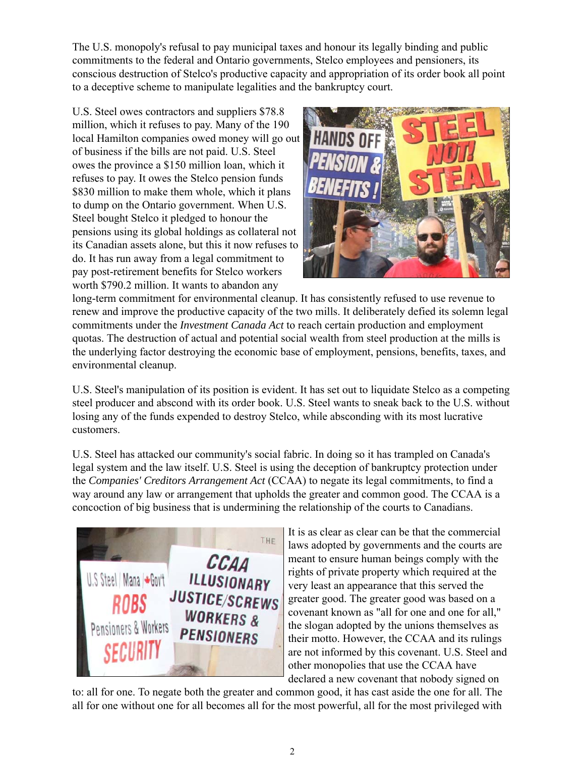The U.S. monopoly's refusal to pay municipal taxes and honour its legally binding and public commitments to the federal and Ontario governments, Stelco employees and pensioners, its conscious destruction of Stelco's productive capacity and appropriation of its order book all point to a deceptive scheme to manipulate legalities and the bankruptcy court.

U.S. Steel owes contractors and suppliers $78.8 million, which it refuses to pay. Many of the 190 local Hamilton companies owed money will go out of business if the bills are not paid. U.S. Steel owes the province a $150 million loan, which it refuses to pay. It owes the Stelco pension funds $830 million to make them whole, which it plans to dump on the Ontario government. When U.S. Steel bought Stelco it pledged to honour the pensions using its global holdings as collateral not its Canadian assets alone, but this it now refuses to do. It has run away from a legal commitment to pay post-retirement benefits for Stelco workers worth $790.2 million. It wants to abandon any long-term commitment for environmental cleanup. It has consistently refused to use revenue to renew and improve the productive capacity of the two mills. It deliberately defied its solemn legal commitments under the *Investment Canada Act* to reach certain production and employment quotas. The destruction of actual and potential social wealth from steel production at the mills is the underlying factor destroying the economic base of employment, pensions, benefits, taxes, and environmental cleanup.

U.S. Steel's manipulation of its position is evident. It has set out to liquidate Stelco as a competing steel producer and abscond with its order book. U.S. Steel wants to sneak back to the U.S. without losing any of the funds expended to destroy Stelco, while absconding with its most lucrative customers.

U.S. Steel has attacked our community's social fabric. In doing so it has trampled on Canada's legal system and the law itself. U.S. Steel is using the deception of bankruptcy protection under the *Companies' Creditors Arrangement Act* (CCAA) to negate its legal commitments, to find a way around any law or arrangement that upholds the greater and common good. The CCAA is a concoction of big business that is undermining the relationship of the courts to Canadians.

It is as clear as clear can be that the commercial laws adopted by governments and the courts are meant to ensure human beings comply with the rights of private property which required at the very least an appearance that this served the greater good. The greater good was based on a covenant known as "all for one and one for all," the slogan adopted by the unions themselves as their motto. However, the CCAA and its rulings are not informed by this covenant. U.S. Steel and other monopolies that use the CCAA have declared a new covenant that nobody signed on to: all for one. To negate both the greater and common good, it has cast aside the one for all. The all for one without one for all becomes all for the most powerful, all for the most privileged with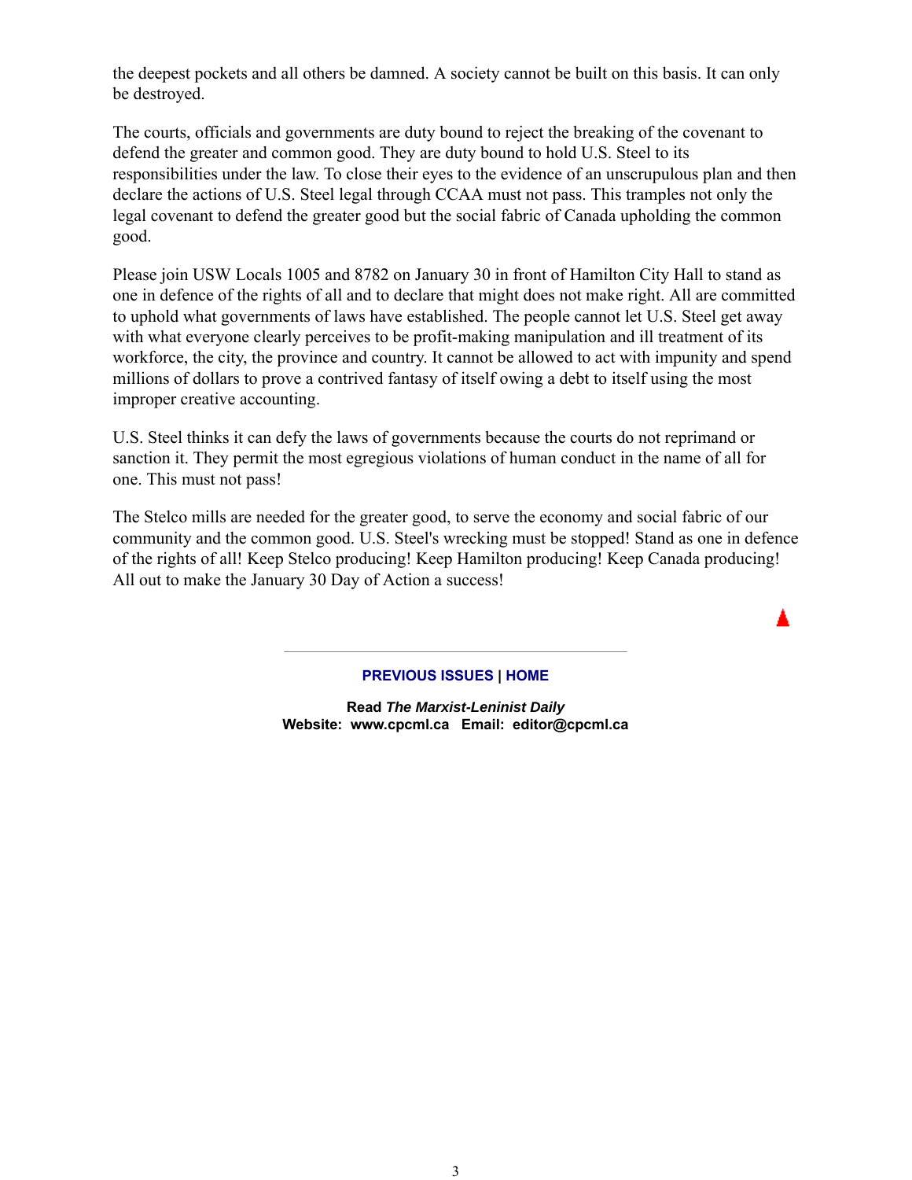the deepest pockets and all others be damned. A society cannot be built on this basis. It can only be destroyed.

The courts, officials and governments are duty bound to reject the breaking of the covenant to defend the greater and common good. They are duty bound to hold U.S. Steel to its responsibilities under the law. To close their eyes to the evidence of an unscrupulous plan and then declare the actions of U.S. Steel legal through CCAA must not pass. This tramples not only the legal covenant to defend the greater good but the social fabric of Canada upholding the common good.

Please join USW Locals 1005 and 8782 on January 30 in front of Hamilton City Hall to stand as one in defence of the rights of all and to declare that might does not make right. All are committed to uphold what governments of laws have established. The people cannot let U.S. Steel get away with what everyone clearly perceives to be profit-making manipulation and ill treatment of its workforce, the city, the province and country. It cannot be allowed to act with impunity and spend millions of dollars to prove a contrived fantasy of itself owing a debt to itself using the most improper creative accounting.

U.S. Steel thinks it can defy the laws of governments because the courts do not reprimand or sanction it. They permit the most egregious violations of human conduct in the name of all for one. This must not pass!

The Stelco mills are needed for the greater good, to serve the economy and social fabric of our community and the common good. U.S. Steel's wrecking must be stopped! Stand as one in defence of the rights of all! Keep Stelco producing! Keep Hamilton producing! Keep Canada producing! All out to make the January 30 Day of Action a success!

---

**PREVIOUS ISSUES | HOME**

**Read *The Marxist-Leninist Daily***
**Website: www.cpcml.ca Email: editor@cpcml.ca**